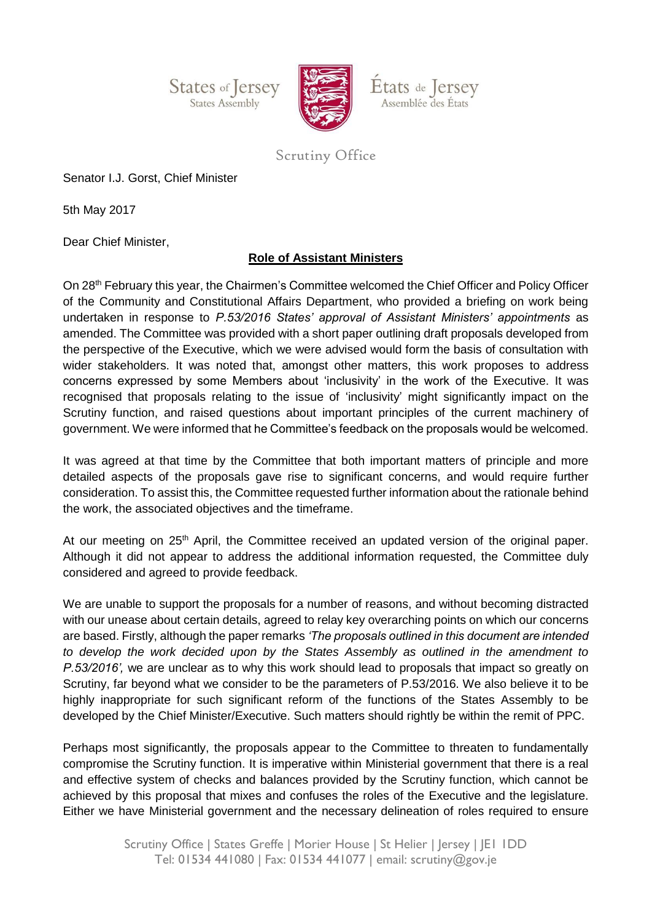States of Jersey
States Assembly

États de Jersey
Assemblée des États

Scrutiny Office

Senator I.J. Gorst, Chief Minister

5th May 2017

Dear Chief Minister,

**Role of Assistant Ministers**

On 28th February this year, the Chairmen's Committee welcomed the Chief Officer and Policy Officer of the Community and Constitutional Affairs Department, who provided a briefing on work being undertaken in response to *P.53/2016 States' approval of Assistant Ministers' appointments* as amended. The Committee was provided with a short paper outlining draft proposals developed from the perspective of the Executive, which we were advised would form the basis of consultation with wider stakeholders. It was noted that, amongst other matters, this work proposes to address concerns expressed by some Members about 'inclusivity' in the work of the Executive. It was recognised that proposals relating to the issue of 'inclusivity' might significantly impact on the Scrutiny function, and raised questions about important principles of the current machinery of government. We were informed that he Committee's feedback on the proposals would be welcomed.

It was agreed at that time by the Committee that both important matters of principle and more detailed aspects of the proposals gave rise to significant concerns, and would require further consideration. To assist this, the Committee requested further information about the rationale behind the work, the associated objectives and the timeframe.

At our meeting on 25th April, the Committee received an updated version of the original paper. Although it did not appear to address the additional information requested, the Committee duly considered and agreed to provide feedback.

We are unable to support the proposals for a number of reasons, and without becoming distracted with our unease about certain details, agreed to relay key overarching points on which our concerns are based. Firstly, although the paper remarks *'The proposals outlined in this document are intended to develop the work decided upon by the States Assembly as outlined in the amendment to P.53/2016',* we are unclear as to why this work should lead to proposals that impact so greatly on Scrutiny, far beyond what we consider to be the parameters of P.53/2016. We also believe it to be highly inappropriate for such significant reform of the functions of the States Assembly to be developed by the Chief Minister/Executive. Such matters should rightly be within the remit of PPC.

Perhaps most significantly, the proposals appear to the Committee to threaten to fundamentally compromise the Scrutiny function. It is imperative within Ministerial government that there is a real and effective system of checks and balances provided by the Scrutiny function, which cannot be achieved by this proposal that mixes and confuses the roles of the Executive and the legislature. Either we have Ministerial government and the necessary delineation of roles required to ensure

Scrutiny Office | States Greffe | Morier House | St Helier | Jersey | JE1 1DD
Tel: 01534 441080 | Fax: 01534 441077 | email: scrutiny@gov.je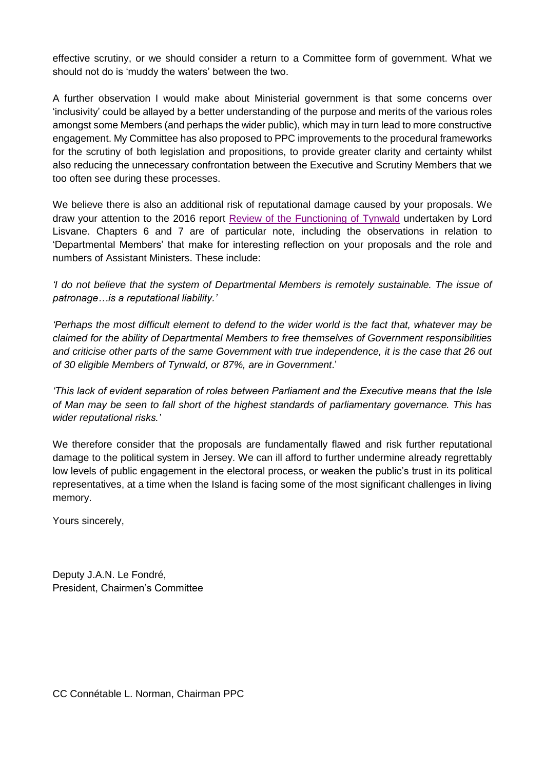effective scrutiny, or we should consider a return to a Committee form of government. What we should not do is 'muddy the waters' between the two.

A further observation I would make about Ministerial government is that some concerns over 'inclusivity' could be allayed by a better understanding of the purpose and merits of the various roles amongst some Members (and perhaps the wider public), which may in turn lead to more constructive engagement. My Committee has also proposed to PPC improvements to the procedural frameworks for the scrutiny of both legislation and propositions, to provide greater clarity and certainty whilst also reducing the unnecessary confrontation between the Executive and Scrutiny Members that we too often see during these processes.

We believe there is also an additional risk of reputational damage caused by your proposals. We draw your attention to the 2016 report Review of the Functioning of Tynwald undertaken by Lord Lisvane. Chapters 6 and 7 are of particular note, including the observations in relation to 'Departmental Members' that make for interesting reflection on your proposals and the role and numbers of Assistant Ministers. These include:

*'I do not believe that the system of Departmental Members is remotely sustainable. The issue of patronage…is a reputational liability.'*

*'Perhaps the most difficult element to defend to the wider world is the fact that, whatever may be claimed for the ability of Departmental Members to free themselves of Government responsibilities and criticise other parts of the same Government with true independence, it is the case that 26 out of 30 eligible Members of Tynwald, or 87%, are in Government.'*

*'This lack of evident separation of roles between Parliament and the Executive means that the Isle of Man may be seen to fall short of the highest standards of parliamentary governance. This has wider reputational risks.'*

We therefore consider that the proposals are fundamentally flawed and risk further reputational damage to the political system in Jersey. We can ill afford to further undermine already regrettably low levels of public engagement in the electoral process, or weaken the public's trust in its political representatives, at a time when the Island is facing some of the most significant challenges in living memory.

Yours sincerely,

Deputy J.A.N. Le Fondré,
President, Chairmen's Committee

CC Connétable L. Norman, Chairman PPC